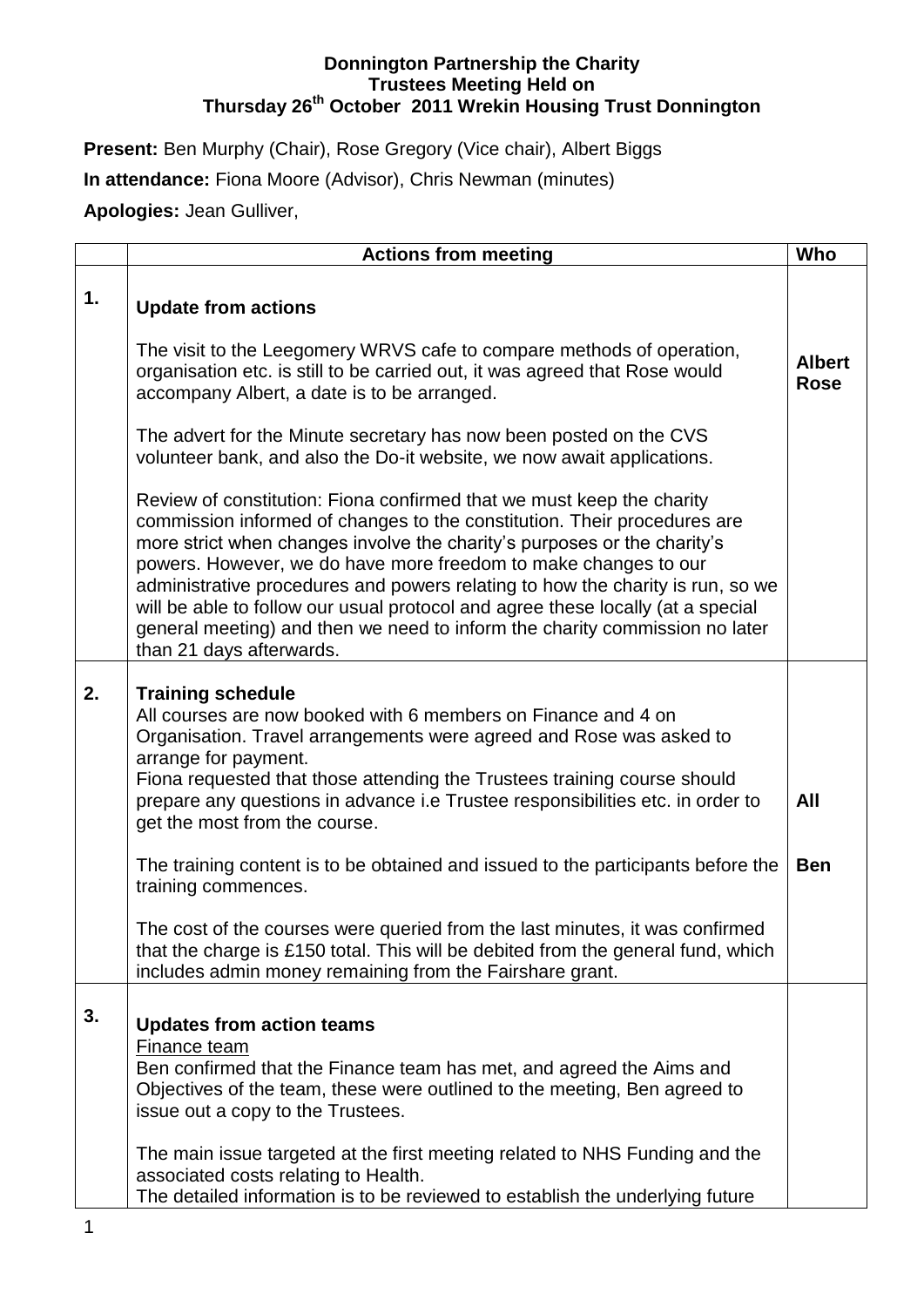**Donnington Partnership the Charity**
**Trustees Meeting Held on**
**Thursday 26th October 2011 Wrekin Housing Trust Donnington**

**Present:** Ben Murphy (Chair), Rose Gregory (Vice chair), Albert Biggs

**In attendance:** Fiona Moore (Advisor), Chris Newman (minutes)

**Apologies:** Jean Gulliver,

| | Actions from meeting | Who |
|---|---|---|
| 1. | **Update from actions**<br><br>The visit to the Leegomery WRVS cafe to compare methods of operation, organisation etc. is still to be carried out, it was agreed that Rose would accompany Albert, a date is to be arranged.<br><br>The advert for the Minute secretary has now been posted on the CVS volunteer bank, and also the Do-it website, we now await applications.<br><br>Review of constitution: Fiona confirmed that we must keep the charity commission informed of changes to the constitution. Their procedures are more strict when changes involve the charity's purposes or the charity's powers. However, we do have more freedom to make changes to our administrative procedures and powers relating to how the charity is run, so we will be able to follow our usual protocol and agree these locally (at a special general meeting) and then we need to inform the charity commission no later than 21 days afterwards. | **Albert Rose** |
| 2. | **Training schedule**<br>All courses are now booked with 6 members on Finance and 4 on Organisation. Travel arrangements were agreed and Rose was asked to arrange for payment.<br>Fiona requested that those attending the Trustees training course should prepare any questions in advance i.e Trustee responsibilities etc. in order to get the most from the course.<br><br>The training content is to be obtained and issued to the participants before the training commences.<br><br>The cost of the courses were queried from the last minutes, it was confirmed that the charge is £150 total. This will be debited from the general fund, which includes admin money remaining from the Fairshare grant. | **All**<br><br>**Ben** |
| 3. | **Updates from action teams**<br>Finance team<br>Ben confirmed that the Finance team has met, and agreed the Aims and Objectives of the team, these were outlined to the meeting, Ben agreed to issue out a copy to the Trustees.<br><br>The main issue targeted at the first meeting related to NHS Funding and the associated costs relating to Health.<br>The detailed information is to be reviewed to establish the underlying future | |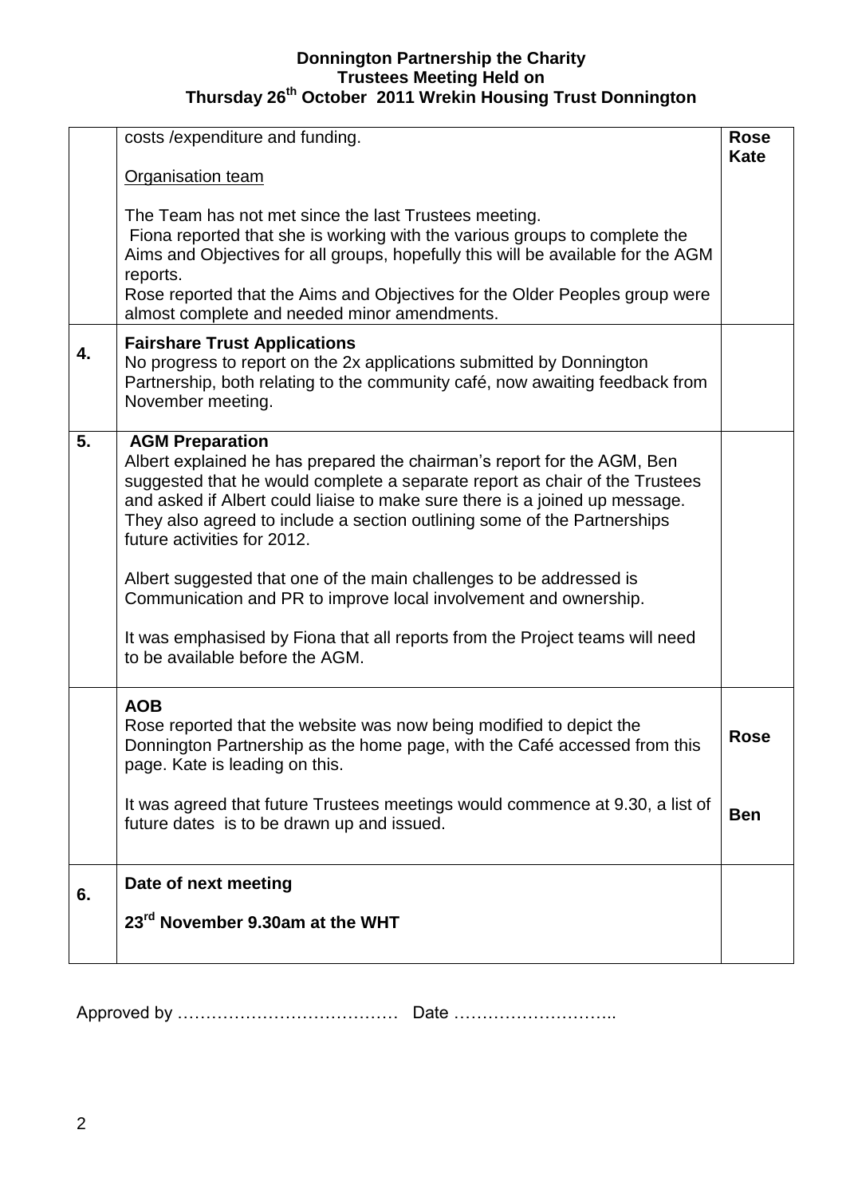**Donnington Partnership the Charity**
**Trustees Meeting Held on**
**Thursday 26th October 2011 Wrekin Housing Trust Donnington**

| | | |
|---|---|---|
| | costs /expenditure and funding.<br><br>Organisation team<br><br>The Team has not met since the last Trustees meeting.<br>Fiona reported that she is working with the various groups to complete the Aims and Objectives for all groups, hopefully this will be available for the AGM reports.<br>Rose reported that the Aims and Objectives for the Older Peoples group were almost complete and needed minor amendments. | **Rose**<br>**Kate** |
| **4.** | **Fairshare Trust Applications**<br>No progress to report on the 2x applications submitted by Donnington Partnership, both relating to the community café, now awaiting feedback from November meeting. | |
| **5.** | **AGM Preparation**<br>Albert explained he has prepared the chairman's report for the AGM, Ben suggested that he would complete a separate report as chair of the Trustees and asked if Albert could liaise to make sure there is a joined up message. They also agreed to include a section outlining some of the Partnerships future activities for 2012.<br><br>Albert suggested that one of the main challenges to be addressed is Communication and PR to improve local involvement and ownership.<br><br>It was emphasised by Fiona that all reports from the Project teams will need to be available before the AGM. | |
| | **AOB**<br>Rose reported that the website was now being modified to depict the Donnington Partnership as the home page, with the Café accessed from this page. Kate is leading on this.<br><br>It was agreed that future Trustees meetings would commence at 9.30, a list of future dates is to be drawn up and issued. | **Rose**<br><br><br>**Ben** |
| **6.** | **Date of next meeting**<br><br>**23rd November 9.30am at the WHT** | |

Approved by ………………………………… Date ………………………..